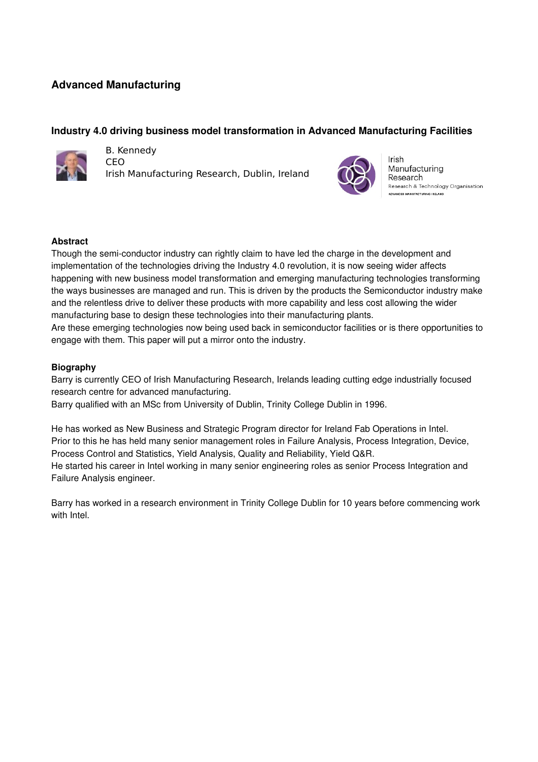## Advanced Manufacturing

### Industry 4.0 driving business model transformation in Advanced Manufacturing Facilities

B. Kennedy
CEO
Irish Manufacturing Research, Dublin, Ireland

Irish Manufacturing Research
Research & Technology Organisation
ADVANCED MANUFACTURING IRELAND

**Abstract**

Though the semi-conductor industry can rightly claim to have led the charge in the development and implementation of the technologies driving the Industry 4.0 revolution, it is now seeing wider affects happening with new business model transformation and emerging manufacturing technologies transforming the ways businesses are managed and run. This is driven by the products the Semiconductor industry make and the relentless drive to deliver these products with more capability and less cost allowing the wider manufacturing base to design these technologies into their manufacturing plants.
Are these emerging technologies now being used back in semiconductor facilities or is there opportunities to engage with them. This paper will put a mirror onto the industry.

**Biography**

Barry is currently CEO of Irish Manufacturing Research, Irelands leading cutting edge industrially focused research centre for advanced manufacturing.
Barry qualified with an MSc from University of Dublin, Trinity College Dublin in 1996.

He has worked as New Business and Strategic Program director for Ireland Fab Operations in Intel.
Prior to this he has held many senior management roles in Failure Analysis, Process Integration, Device, Process Control and Statistics, Yield Analysis, Quality and Reliability, Yield Q&R.
He started his career in Intel working in many senior engineering roles as senior Process Integration and Failure Analysis engineer.

Barry has worked in a research environment in Trinity College Dublin for 10 years before commencing work with Intel.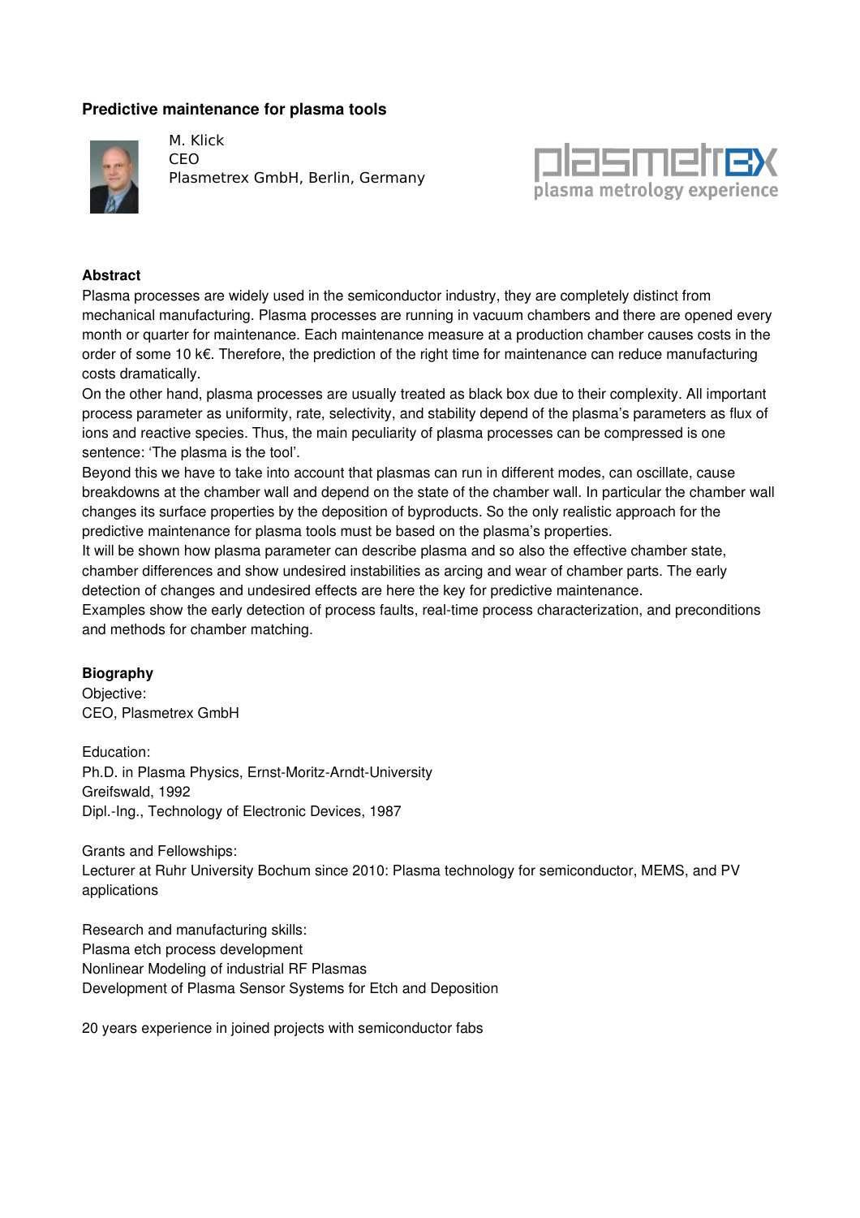## Predictive maintenance for plasma tools

M. Klick
CEO
Plasmetrex GmbH, Berlin, Germany

plasmetrex
plasma metrology experience

### Abstract

Plasma processes are widely used in the semiconductor industry, they are completely distinct from mechanical manufacturing. Plasma processes are running in vacuum chambers and there are opened every month or quarter for maintenance. Each maintenance measure at a production chamber causes costs in the order of some 10 k€. Therefore, the prediction of the right time for maintenance can reduce manufacturing costs dramatically.

On the other hand, plasma processes are usually treated as black box due to their complexity. All important process parameter as uniformity, rate, selectivity, and stability depend of the plasma's parameters as flux of ions and reactive species. Thus, the main peculiarity of plasma processes can be compressed is one sentence: 'The plasma is the tool'.

Beyond this we have to take into account that plasmas can run in different modes, can oscillate, cause breakdowns at the chamber wall and depend on the state of the chamber wall. In particular the chamber wall changes its surface properties by the deposition of byproducts. So the only realistic approach for the predictive maintenance for plasma tools must be based on the plasma's properties.

It will be shown how plasma parameter can describe plasma and so also the effective chamber state, chamber differences and show undesired instabilities as arcing and wear of chamber parts. The early detection of changes and undesired effects are here the key for predictive maintenance.

Examples show the early detection of process faults, real-time process characterization, and preconditions and methods for chamber matching.

### Biography

Objective:
CEO, Plasmetrex GmbH

Education:
Ph.D. in Plasma Physics, Ernst-Moritz-Arndt-University Greifswald, 1992
Dipl.-Ing., Technology of Electronic Devices, 1987

Grants and Fellowships:
Lecturer at Ruhr University Bochum since 2010: Plasma technology for semiconductor, MEMS, and PV applications

Research and manufacturing skills:
Plasma etch process development
Nonlinear Modeling of industrial RF Plasmas
Development of Plasma Sensor Systems for Etch and Deposition

20 years experience in joined projects with semiconductor fabs